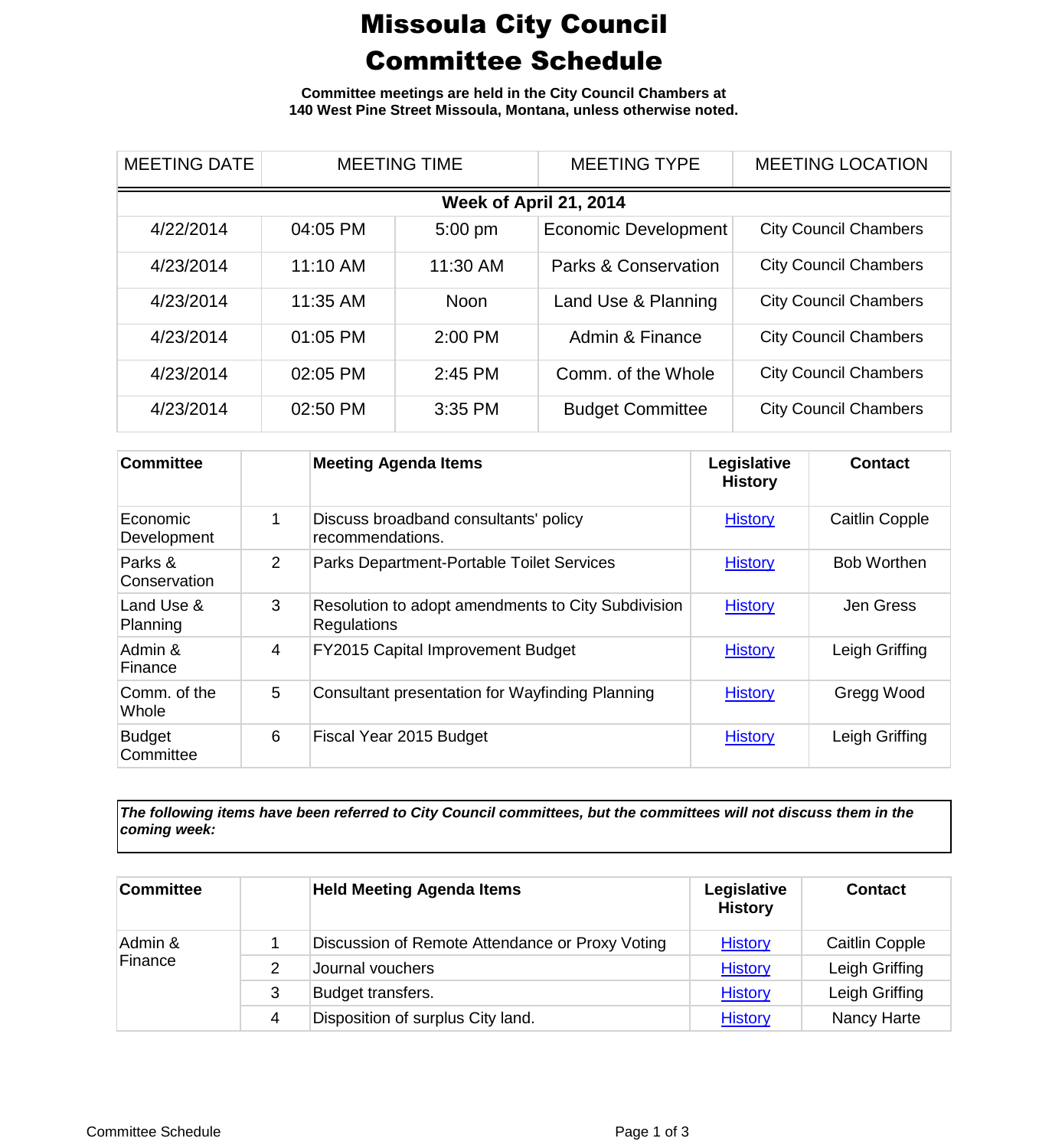# Missoula City Council Committee Schedule

**Committee meetings are held in the City Council Chambers at 140 West Pine Street Missoula, Montana, unless otherwise noted.**

| MEETING DATE | MEETING TIME | | MEETING TYPE | MEETING LOCATION |
|---|---|---|---|---|
| **Week of April 21, 2014** | | | | |
| 4/22/2014 | 04:05 PM | 5:00 pm | Economic Development | City Council Chambers |
| 4/23/2014 | 11:10 AM | 11:30 AM | Parks & Conservation | City Council Chambers |
| 4/23/2014 | 11:35 AM | Noon | Land Use & Planning | City Council Chambers |
| 4/23/2014 | 01:05 PM | 2:00 PM | Admin & Finance | City Council Chambers |
| 4/23/2014 | 02:05 PM | 2:45 PM | Comm. of the Whole | City Council Chambers |
| 4/23/2014 | 02:50 PM | 3:35 PM | Budget Committee | City Council Chambers |

| Committee | | Meeting Agenda Items | Legislative History | Contact |
|---|---|---|---|---|
| Economic Development | 1 | Discuss broadband consultants' policy recommendations. | History | Caitlin Copple |
| Parks & Conservation | 2 | Parks Department-Portable Toilet Services | History | Bob Worthen |
| Land Use & Planning | 3 | Resolution to adopt amendments to City Subdivision Regulations | History | Jen Gress |
| Admin & Finance | 4 | FY2015 Capital Improvement Budget | History | Leigh Griffing |
| Comm. of the Whole | 5 | Consultant presentation for Wayfinding Planning | History | Gregg Wood |
| Budget Committee | 6 | Fiscal Year 2015 Budget | History | Leigh Griffing |

***The following items have been referred to City Council committees, but the committees will not discuss them in the coming week:***

| Committee | | Held Meeting Agenda Items | Legislative History | Contact |
|---|---|---|---|---|
| Admin & Finance | 1 | Discussion of Remote Attendance or Proxy Voting | History | Caitlin Copple |
| | 2 | Journal vouchers | History | Leigh Griffing |
| | 3 | Budget transfers. | History | Leigh Griffing |
| | 4 | Disposition of surplus City land. | History | Nancy Harte |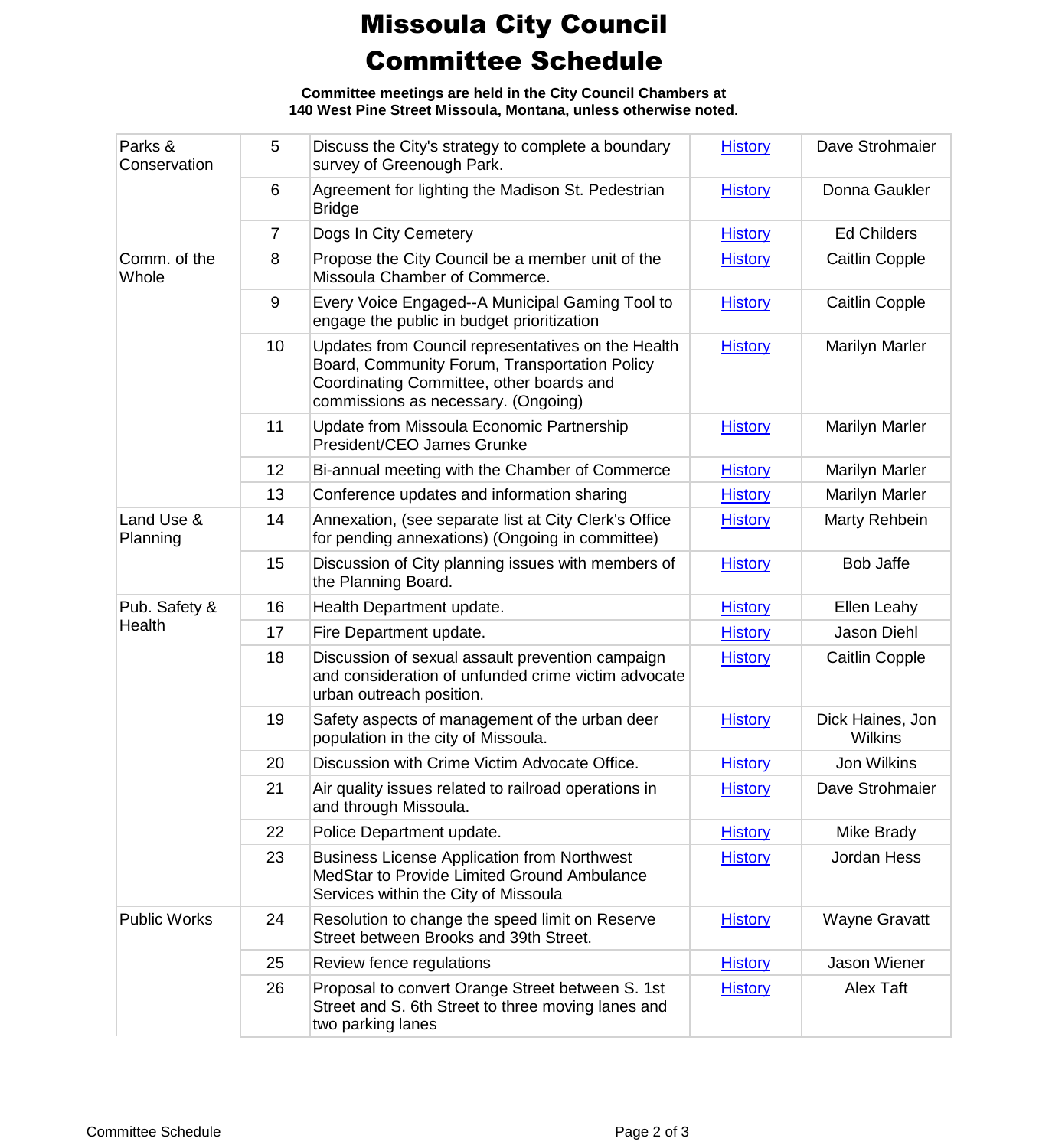# Missoula City Council

# Committee Schedule

**Committee meetings are held in the City Council Chambers at 140 West Pine Street Missoula, Montana, unless otherwise noted.**

| | | | | |
|---|---|---|---|---|
| Parks & Conservation | 5 | Discuss the City's strategy to complete a boundary survey of Greenough Park. | History | Dave Strohmaier |
| | 6 | Agreement for lighting the Madison St. Pedestrian Bridge | History | Donna Gaukler |
| | 7 | Dogs In City Cemetery | History | Ed Childers |
| Comm. of the Whole | 8 | Propose the City Council be a member unit of the Missoula Chamber of Commerce. | History | Caitlin Copple |
| | 9 | Every Voice Engaged--A Municipal Gaming Tool to engage the public in budget prioritization | History | Caitlin Copple |
| | 10 | Updates from Council representatives on the Health Board, Community Forum, Transportation Policy Coordinating Committee, other boards and commissions as necessary. (Ongoing) | History | Marilyn Marler |
| | 11 | Update from Missoula Economic Partnership President/CEO James Grunke | History | Marilyn Marler |
| | 12 | Bi-annual meeting with the Chamber of Commerce | History | Marilyn Marler |
| | 13 | Conference updates and information sharing | History | Marilyn Marler |
| Land Use & Planning | 14 | Annexation, (see separate list at City Clerk's Office for pending annexations) (Ongoing in committee) | History | Marty Rehbein |
| | 15 | Discussion of City planning issues with members of the Planning Board. | History | Bob Jaffe |
| Pub. Safety & Health | 16 | Health Department update. | History | Ellen Leahy |
| | 17 | Fire Department update. | History | Jason Diehl |
| | 18 | Discussion of sexual assault prevention campaign and consideration of unfunded crime victim advocate urban outreach position. | History | Caitlin Copple |
| | 19 | Safety aspects of management of the urban deer population in the city of Missoula. | History | Dick Haines, Jon Wilkins |
| | 20 | Discussion with Crime Victim Advocate Office. | History | Jon Wilkins |
| | 21 | Air quality issues related to railroad operations in and through Missoula. | History | Dave Strohmaier |
| | 22 | Police Department update. | History | Mike Brady |
| | 23 | Business License Application from Northwest MedStar to Provide Limited Ground Ambulance Services within the City of Missoula | History | Jordan Hess |
| Public Works | 24 | Resolution to change the speed limit on Reserve Street between Brooks and 39th Street. | History | Wayne Gravatt |
| | 25 | Review fence regulations | History | Jason Wiener |
| | 26 | Proposal to convert Orange Street between S. 1st Street and S. 6th Street to three moving lanes and two parking lanes | History | Alex Taft |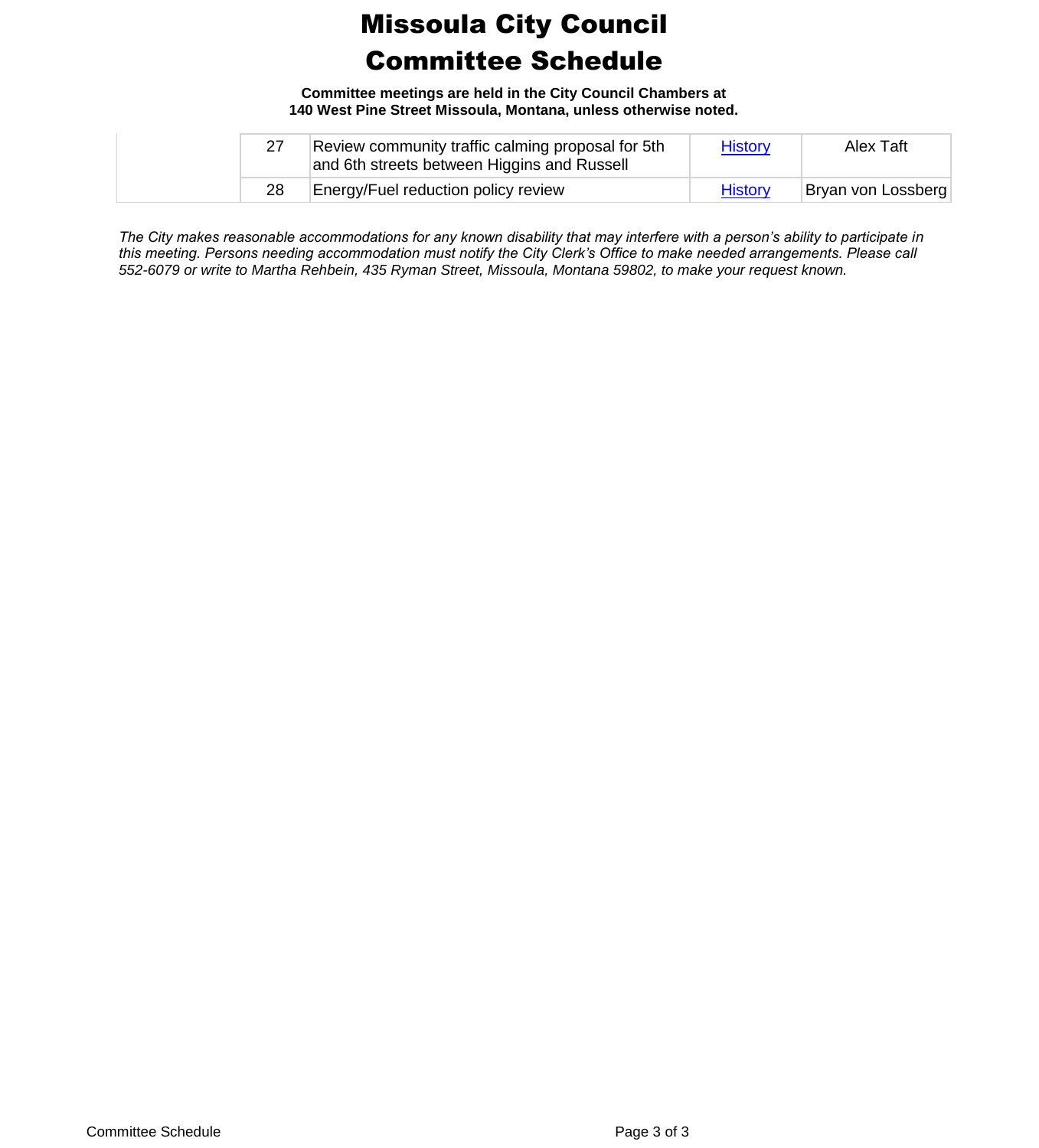# Missoula City Council
# Committee Schedule

**Committee meetings are held in the City Council Chambers at 140 West Pine Street Missoula, Montana, unless otherwise noted.**

| | | | | |
|---|---|---|---|---|
| | 27 | Review community traffic calming proposal for 5th and 6th streets between Higgins and Russell | History | Alex Taft |
| | 28 | Energy/Fuel reduction policy review | History | Bryan von Lossberg |

*The City makes reasonable accommodations for any known disability that may interfere with a person's ability to participate in this meeting. Persons needing accommodation must notify the City Clerk's Office to make needed arrangements. Please call 552-6079 or write to Martha Rehbein, 435 Ryman Street, Missoula, Montana 59802, to make your request known.*